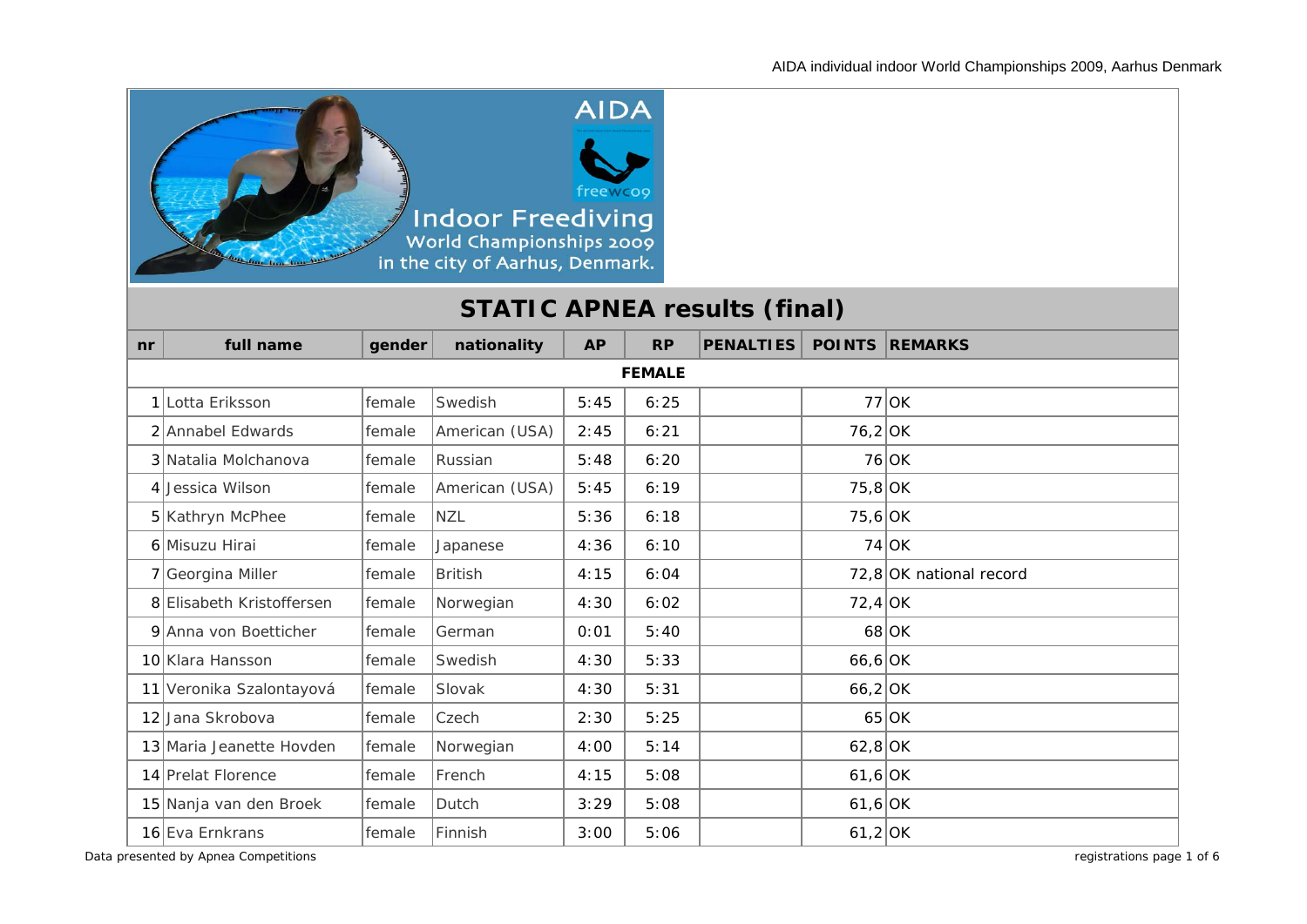AIDA individual indoor World Championships 2009, Aarhus Denmark

AIDA

Indoor Freediving World Championships 2009 in the city of Aarhus, Denmark.

# STATIC APNEA results (final)

| nr | full name | gender | nationality | AP | RP | PENALTIES | POINTS | REMARKS |
|---|---|---|---|---|---|---|---|---|
| **FEMALE** | | | | | | | | |
| 1 | Lotta Eriksson | female | Swedish | 5:45 | 6:25 | | 77 | OK |
| 2 | Annabel Edwards | female | American (USA) | 2:45 | 6:21 | | 76,2 | OK |
| 3 | Natalia Molchanova | female | Russian | 5:48 | 6:20 | | 76 | OK |
| 4 | Jessica Wilson | female | American (USA) | 5:45 | 6:19 | | 75,8 | OK |
| 5 | Kathryn McPhee | female | NZL | 5:36 | 6:18 | | 75,6 | OK |
| 6 | Misuzu Hirai | female | Japanese | 4:36 | 6:10 | | 74 | OK |
| 7 | Georgina Miller | female | British | 4:15 | 6:04 | | 72,8 | OK national record |
| 8 | Elisabeth Kristoffersen | female | Norwegian | 4:30 | 6:02 | | 72,4 | OK |
| 9 | Anna von Boetticher | female | German | 0:01 | 5:40 | | 68 | OK |
| 10 | Klara Hansson | female | Swedish | 4:30 | 5:33 | | 66,6 | OK |
| 11 | Veronika Szalontayová | female | Slovak | 4:30 | 5:31 | | 66,2 | OK |
| 12 | Jana Skrobova | female | Czech | 2:30 | 5:25 | | 65 | OK |
| 13 | Maria Jeanette Hovden | female | Norwegian | 4:00 | 5:14 | | 62,8 | OK |
| 14 | Prelat Florence | female | French | 4:15 | 5:08 | | 61,6 | OK |
| 15 | Nanja van den Broek | female | Dutch | 3:29 | 5:08 | | 61,6 | OK |
| 16 | Eva Ernkrans | female | Finnish | 3:00 | 5:06 | | 61,2 | OK |

Data presented by Apnea Competitions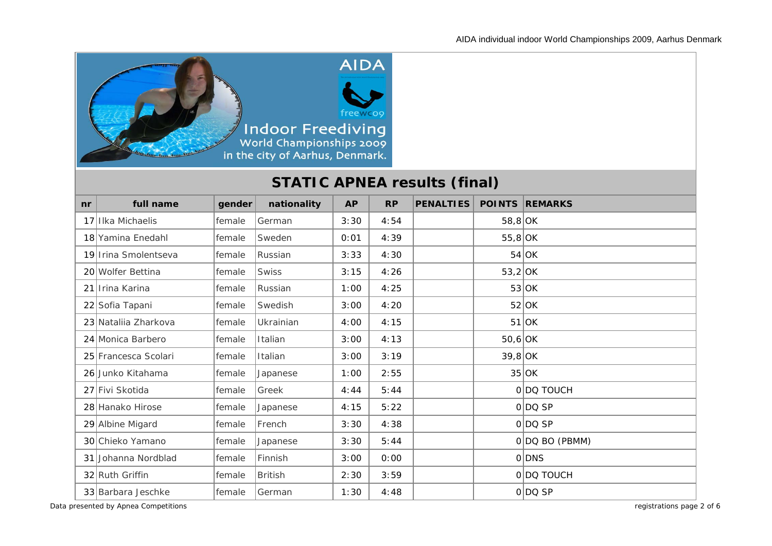Indoor Freediving World Championships 2009 in the city of Aarhus, Denmark.

## STATIC APNEA results (final)

| nr | full name | gender | nationality | AP | RP | PENALTIES | POINTS | REMARKS |
|---|---|---|---|---|---|---|---|---|
| 17 | Ilka Michaelis | female | German | 3:30 | 4:54 | | 58,8 | OK |
| 18 | Yamina Enedahl | female | Sweden | 0:01 | 4:39 | | 55,8 | OK |
| 19 | Irina Smolentseva | female | Russian | 3:33 | 4:30 | | 54 | OK |
| 20 | Wolfer Bettina | female | Swiss | 3:15 | 4:26 | | 53,2 | OK |
| 21 | Irina Karina | female | Russian | 1:00 | 4:25 | | 53 | OK |
| 22 | Sofia Tapani | female | Swedish | 3:00 | 4:20 | | 52 | OK |
| 23 | Nataliia Zharkova | female | Ukrainian | 4:00 | 4:15 | | 51 | OK |
| 24 | Monica Barbero | female | Italian | 3:00 | 4:13 | | 50,6 | OK |
| 25 | Francesca Scolari | female | Italian | 3:00 | 3:19 | | 39,8 | OK |
| 26 | Junko Kitahama | female | Japanese | 1:00 | 2:55 | | 35 | OK |
| 27 | Fivi Skotida | female | Greek | 4:44 | 5:44 | | 0 | DQ TOUCH |
| 28 | Hanako Hirose | female | Japanese | 4:15 | 5:22 | | 0 | DQ SP |
| 29 | Albine Migard | female | French | 3:30 | 4:38 | | 0 | DQ SP |
| 30 | Chieko Yamano | female | Japanese | 3:30 | 5:44 | | 0 | DQ BO (PBMM) |
| 31 | Johanna Nordblad | female | Finnish | 3:00 | 0:00 | | 0 | DNS |
| 32 | Ruth Griffin | female | British | 2:30 | 3:59 | | 0 | DQ TOUCH |
| 33 | Barbara Jeschke | female | German | 1:30 | 4:48 | | 0 | DQ SP |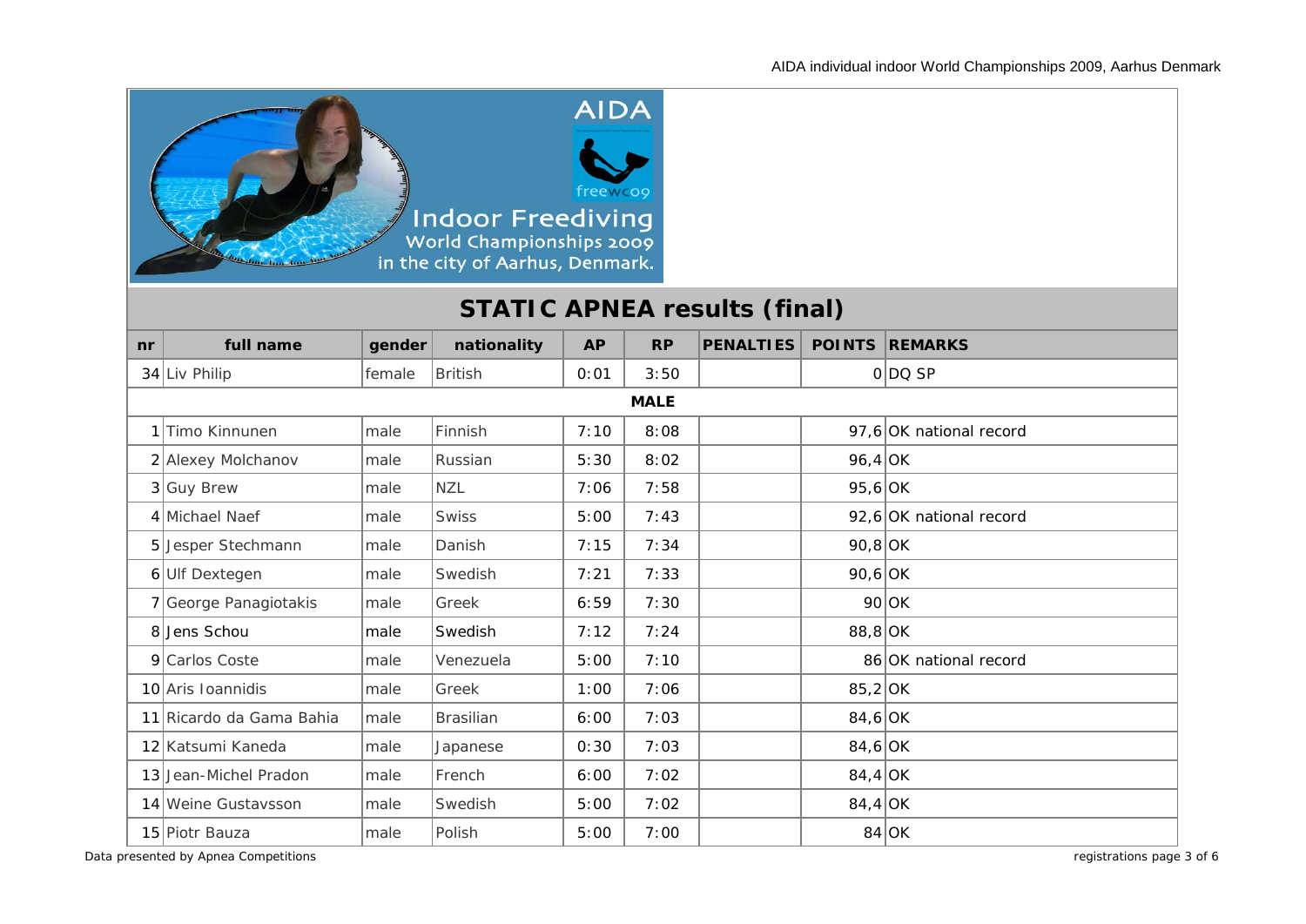Indoor Freediving World Championships 2009 in the city of Aarhus, Denmark.

## STATIC APNEA results (final)

| nr | full name | gender | nationality | AP | RP | PENALTIES | POINTS | REMARKS |
|---|---|---|---|---|---|---|---|---|
| 34 | Liv Philip | female | British | 0:01 | 3:50 | | 0 | DQ SP |
| | | | | **MALE** | | | | |
| 1 | Timo Kinnunen | male | Finnish | 7:10 | 8:08 | | 97,6 | OK national record |
| 2 | Alexey Molchanov | male | Russian | 5:30 | 8:02 | | 96,4 | OK |
| 3 | Guy Brew | male | NZL | 7:06 | 7:58 | | 95,6 | OK |
| 4 | Michael Naef | male | Swiss | 5:00 | 7:43 | | 92,6 | OK national record |
| 5 | Jesper Stechmann | male | Danish | 7:15 | 7:34 | | 90,8 | OK |
| 6 | Ulf Dextegen | male | Swedish | 7:21 | 7:33 | | 90,6 | OK |
| 7 | George Panagiotakis | male | Greek | 6:59 | 7:30 | | 90 | OK |
| 8 | Jens Schou | male | Swedish | 7:12 | 7:24 | | 88,8 | OK |
| 9 | Carlos Coste | male | Venezuela | 5:00 | 7:10 | | 86 | OK national record |
| 10 | Aris Ioannidis | male | Greek | 1:00 | 7:06 | | 85,2 | OK |
| 11 | Ricardo da Gama Bahia | male | Brasilian | 6:00 | 7:03 | | 84,6 | OK |
| 12 | Katsumi Kaneda | male | Japanese | 0:30 | 7:03 | | 84,6 | OK |
| 13 | Jean-Michel Pradon | male | French | 6:00 | 7:02 | | 84,4 | OK |
| 14 | Weine Gustavsson | male | Swedish | 5:00 | 7:02 | | 84,4 | OK |
| 15 | Piotr Bauza | male | Polish | 5:00 | 7:00 | | 84 | OK |

Data presented by Apnea Competitions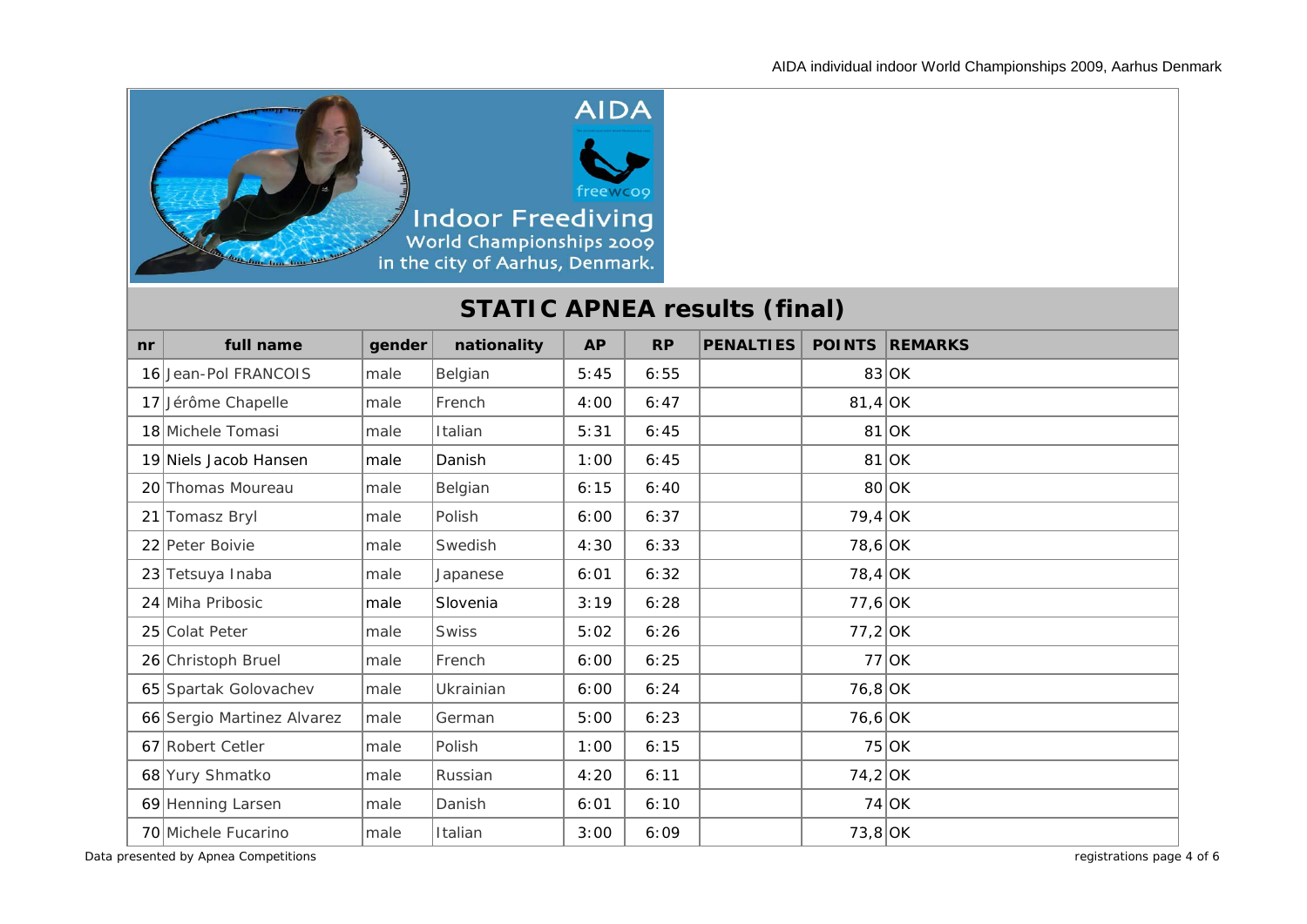Indoor Freediving
World Championships 2009
in the city of Aarhus, Denmark.

## STATIC APNEA results (final)

| nr | full name | gender | nationality | AP | RP | PENALTIES | POINTS | REMARKS |
|---|---|---|---|---|---|---|---|---|
| 16 | Jean-Pol FRANCOIS | male | Belgian | 5:45 | 6:55 | | 83 | OK |
| 17 | Jérôme Chapelle | male | French | 4:00 | 6:47 | | 81,4 | OK |
| 18 | Michele Tomasi | male | Italian | 5:31 | 6:45 | | 81 | OK |
| 19 | Niels Jacob Hansen | male | Danish | 1:00 | 6:45 | | 81 | OK |
| 20 | Thomas Moureau | male | Belgian | 6:15 | 6:40 | | 80 | OK |
| 21 | Tomasz Bryl | male | Polish | 6:00 | 6:37 | | 79,4 | OK |
| 22 | Peter Boivie | male | Swedish | 4:30 | 6:33 | | 78,6 | OK |
| 23 | Tetsuya Inaba | male | Japanese | 6:01 | 6:32 | | 78,4 | OK |
| 24 | Miha Pribosic | male | Slovenia | 3:19 | 6:28 | | 77,6 | OK |
| 25 | Colat Peter | male | Swiss | 5:02 | 6:26 | | 77,2 | OK |
| 26 | Christoph Bruel | male | French | 6:00 | 6:25 | | 77 | OK |
| 65 | Spartak Golovachev | male | Ukrainian | 6:00 | 6:24 | | 76,8 | OK |
| 66 | Sergio Martinez Alvarez | male | German | 5:00 | 6:23 | | 76,6 | OK |
| 67 | Robert Cetler | male | Polish | 1:00 | 6:15 | | 75 | OK |
| 68 | Yury Shmatko | male | Russian | 4:20 | 6:11 | | 74,2 | OK |
| 69 | Henning Larsen | male | Danish | 6:01 | 6:10 | | 74 | OK |
| 70 | Michele Fucarino | male | Italian | 3:00 | 6:09 | | 73,8 | OK |

Data presented by Apnea Competitions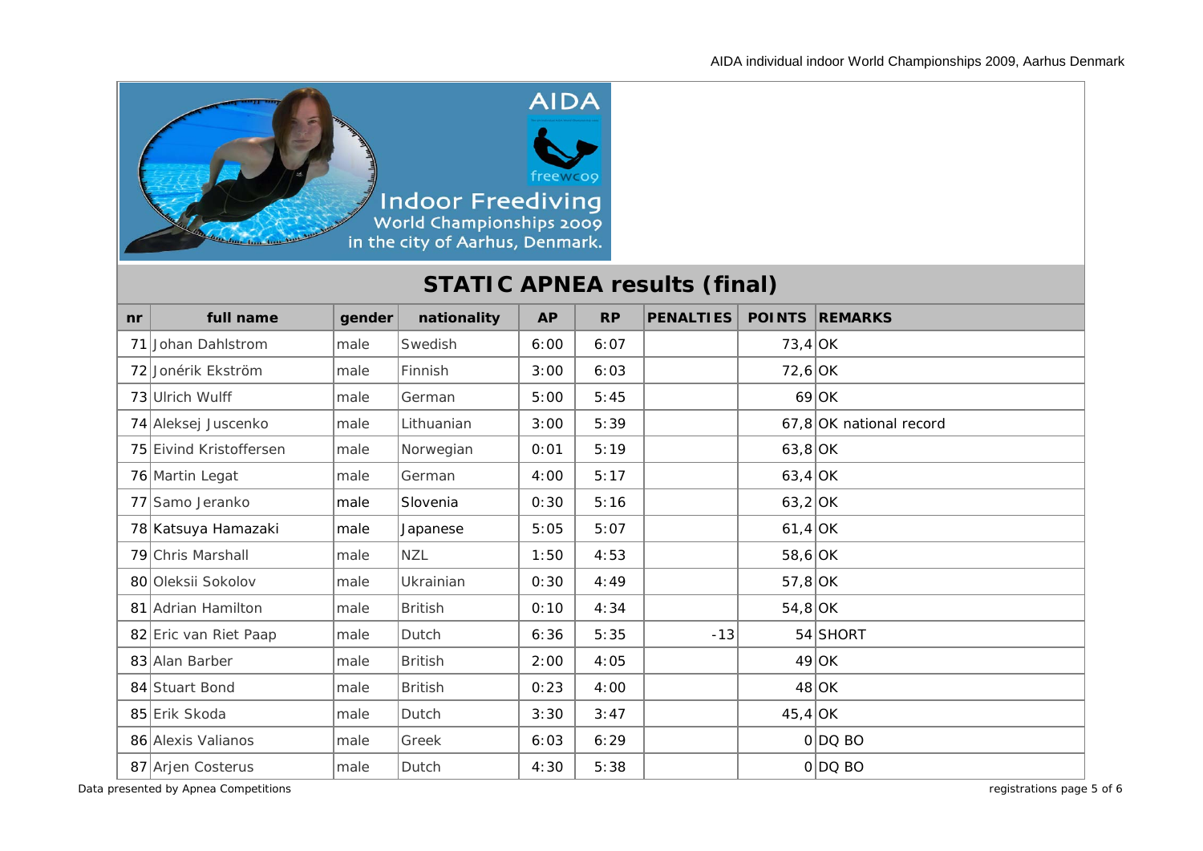Indoor Freediving World Championships 2009 in the city of Aarhus, Denmark.

## STATIC APNEA results (final)

| nr | full name | gender | nationality | AP | RP | PENALTIES | POINTS | REMARKS |
|---|---|---|---|---|---|---|---|---|
| 71 | Johan Dahlstrom | male | Swedish | 6:00 | 6:07 | | 73,4 | OK |
| 72 | Jonérik Ekström | male | Finnish | 3:00 | 6:03 | | 72,6 | OK |
| 73 | Ulrich Wulff | male | German | 5:00 | 5:45 | | 69 | OK |
| 74 | Aleksej Juscenko | male | Lithuanian | 3:00 | 5:39 | | 67,8 | OK national record |
| 75 | Eivind Kristoffersen | male | Norwegian | 0:01 | 5:19 | | 63,8 | OK |
| 76 | Martin Legat | male | German | 4:00 | 5:17 | | 63,4 | OK |
| 77 | Samo Jeranko | male | Slovenia | 0:30 | 5:16 | | 63,2 | OK |
| 78 | Katsuya Hamazaki | male | Japanese | 5:05 | 5:07 | | 61,4 | OK |
| 79 | Chris Marshall | male | NZL | 1:50 | 4:53 | | 58,6 | OK |
| 80 | Oleksii Sokolov | male | Ukrainian | 0:30 | 4:49 | | 57,8 | OK |
| 81 | Adrian Hamilton | male | British | 0:10 | 4:34 | | 54,8 | OK |
| 82 | Eric van Riet Paap | male | Dutch | 6:36 | 5:35 | -13 | 54 | SHORT |
| 83 | Alan Barber | male | British | 2:00 | 4:05 | | 49 | OK |
| 84 | Stuart Bond | male | British | 0:23 | 4:00 | | 48 | OK |
| 85 | Erik Skoda | male | Dutch | 3:30 | 3:47 | | 45,4 | OK |
| 86 | Alexis Valianos | male | Greek | 6:03 | 6:29 | | 0 | DQ BO |
| 87 | Arjen Costerus | male | Dutch | 4:30 | 5:38 | | 0 | DQ BO |

Data presented by Apnea Competitions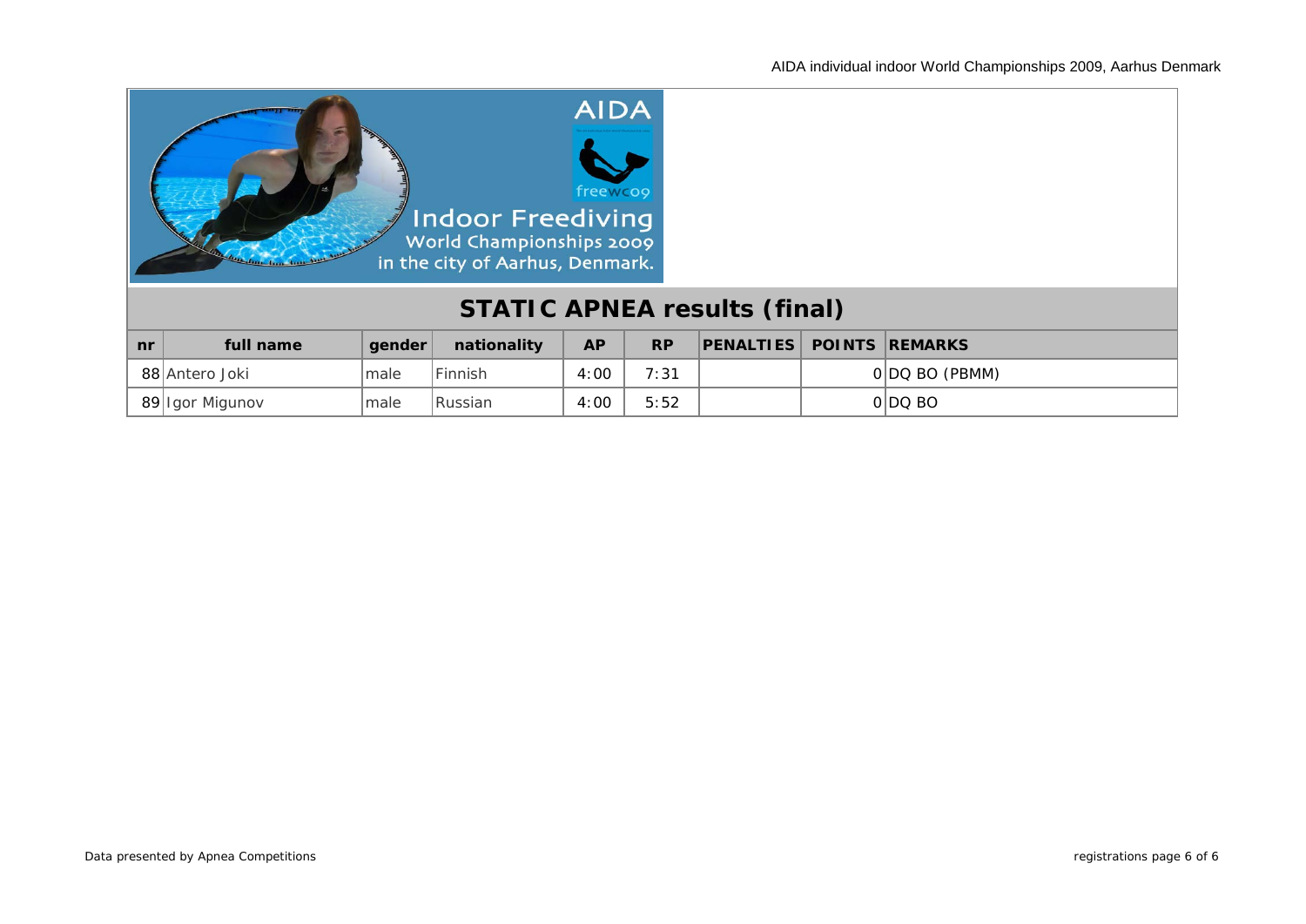Indoor Freediving World Championships 2009 in the city of Aarhus, Denmark.

## STATIC APNEA results (final)

| nr | full name | gender | nationality | AP | RP | PENALTIES | POINTS | REMARKS |
|---|---|---|---|---|---|---|---|---|
| 88 | Antero Joki | male | Finnish | 4:00 | 7:31 | | 0 | DQ BO (PBMM) |
| 89 | Igor Migunov | male | Russian | 4:00 | 5:52 | | 0 | DQ BO |

Data presented by Apnea Competitions